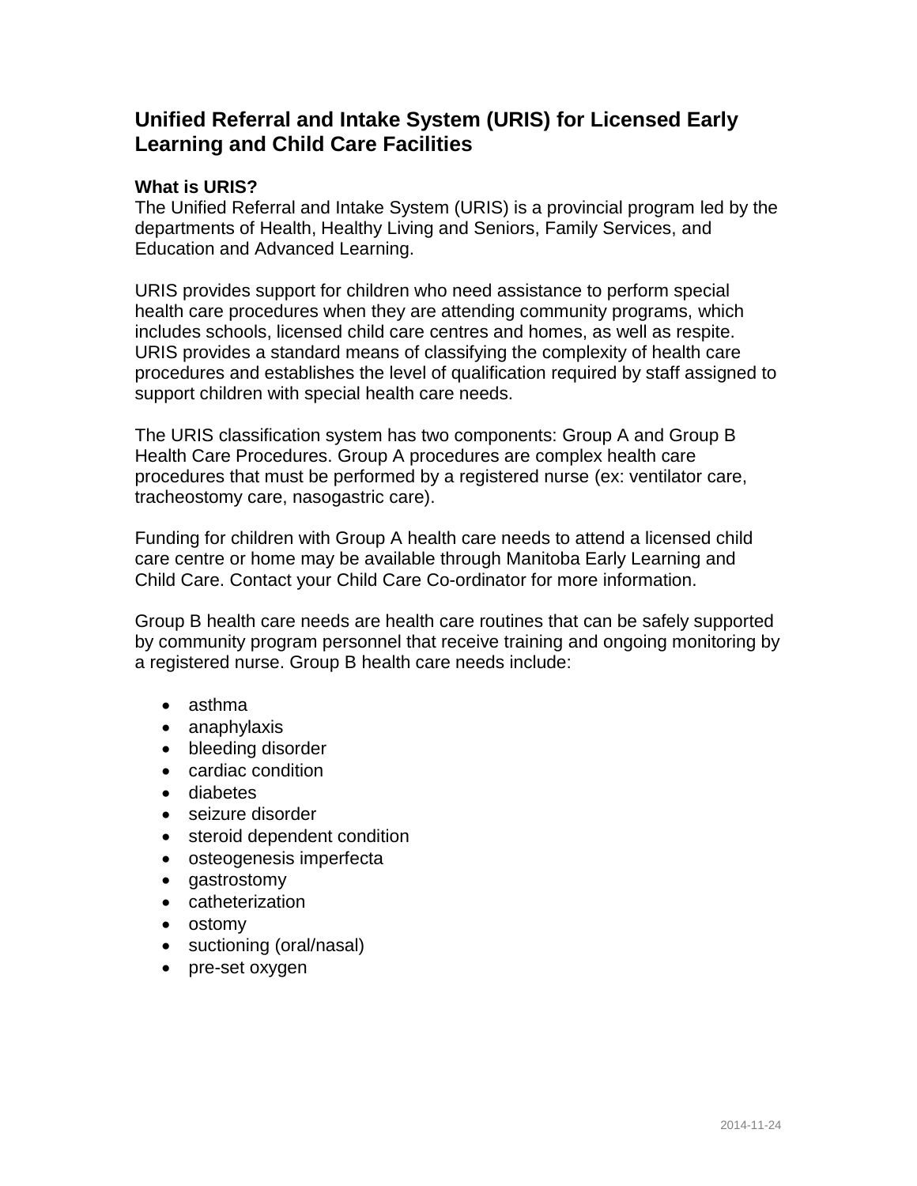# Unified Referral and Intake System (URIS) for Licensed Early Learning and Child Care Facilities

**What is URIS?**

The Unified Referral and Intake System (URIS) is a provincial program led by the departments of Health, Healthy Living and Seniors, Family Services, and Education and Advanced Learning.

URIS provides support for children who need assistance to perform special health care procedures when they are attending community programs, which includes schools, licensed child care centres and homes, as well as respite. URIS provides a standard means of classifying the complexity of health care procedures and establishes the level of qualification required by staff assigned to support children with special health care needs.

The URIS classification system has two components: Group A and Group B Health Care Procedures. Group A procedures are complex health care procedures that must be performed by a registered nurse (ex: ventilator care, tracheostomy care, nasogastric care).

Funding for children with Group A health care needs to attend a licensed child care centre or home may be available through Manitoba Early Learning and Child Care. Contact your Child Care Co-ordinator for more information.

Group B health care needs are health care routines that can be safely supported by community program personnel that receive training and ongoing monitoring by a registered nurse. Group B health care needs include:

- asthma
- anaphylaxis
- bleeding disorder
- cardiac condition
- diabetes
- seizure disorder
- steroid dependent condition
- osteogenesis imperfecta
- gastrostomy
- catheterization
- ostomy
- suctioning (oral/nasal)
- pre-set oxygen

2014-11-24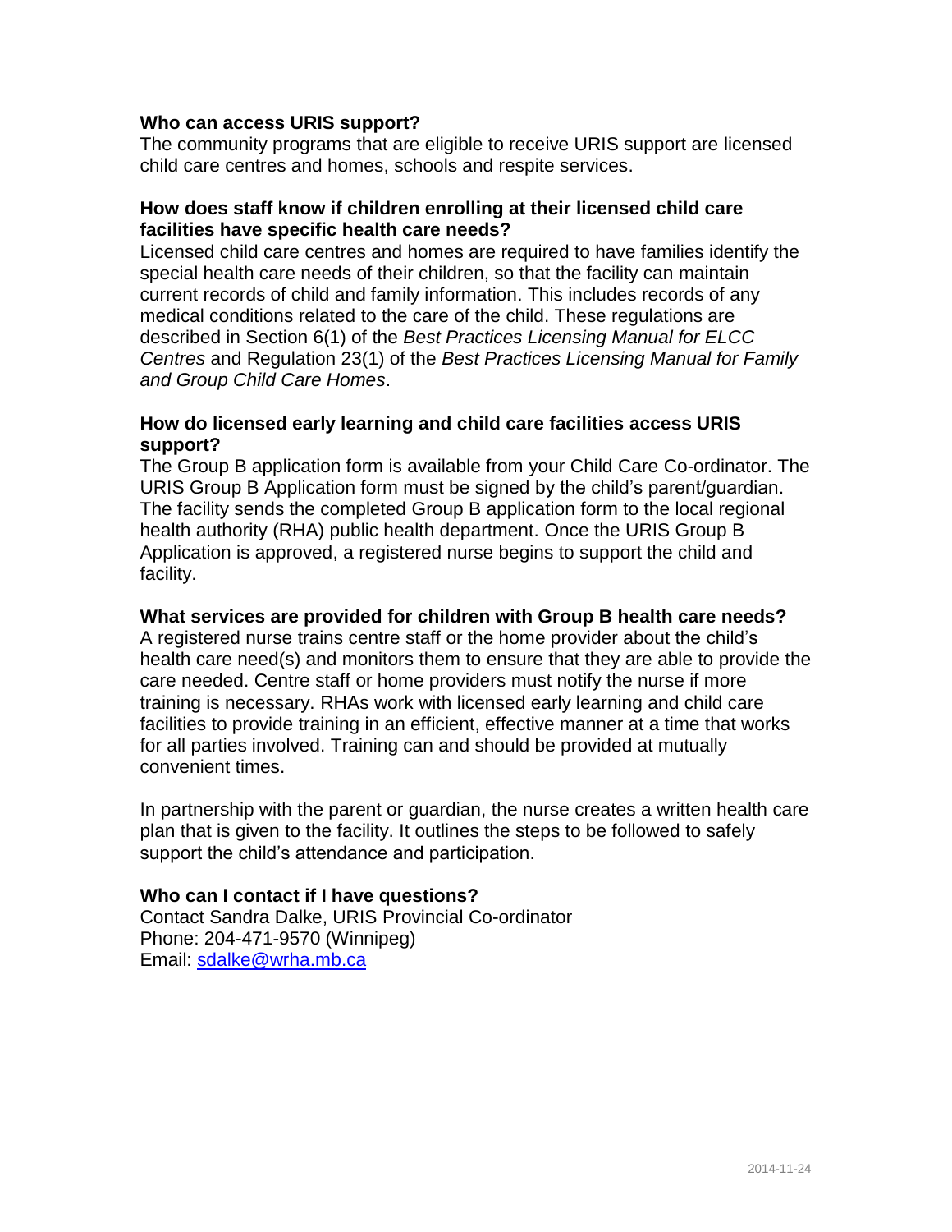**Who can access URIS support?**

The community programs that are eligible to receive URIS support are licensed child care centres and homes, schools and respite services.

**How does staff know if children enrolling at their licensed child care facilities have specific health care needs?**

Licensed child care centres and homes are required to have families identify the special health care needs of their children, so that the facility can maintain current records of child and family information. This includes records of any medical conditions related to the care of the child. These regulations are described in Section 6(1) of the *Best Practices Licensing Manual for ELCC Centres* and Regulation 23(1) of the *Best Practices Licensing Manual for Family and Group Child Care Homes*.

**How do licensed early learning and child care facilities access URIS support?**

The Group B application form is available from your Child Care Co-ordinator. The URIS Group B Application form must be signed by the child's parent/guardian. The facility sends the completed Group B application form to the local regional health authority (RHA) public health department. Once the URIS Group B Application is approved, a registered nurse begins to support the child and facility.

**What services are provided for children with Group B health care needs?**

A registered nurse trains centre staff or the home provider about the child's health care need(s) and monitors them to ensure that they are able to provide the care needed. Centre staff or home providers must notify the nurse if more training is necessary. RHAs work with licensed early learning and child care facilities to provide training in an efficient, effective manner at a time that works for all parties involved. Training can and should be provided at mutually convenient times.

In partnership with the parent or guardian, the nurse creates a written health care plan that is given to the facility. It outlines the steps to be followed to safely support the child's attendance and participation.

**Who can I contact if I have questions?**

Contact Sandra Dalke, URIS Provincial Co-ordinator
Phone: 204-471-9570 (Winnipeg)
Email: sdalke@wrha.mb.ca

2014-11-24